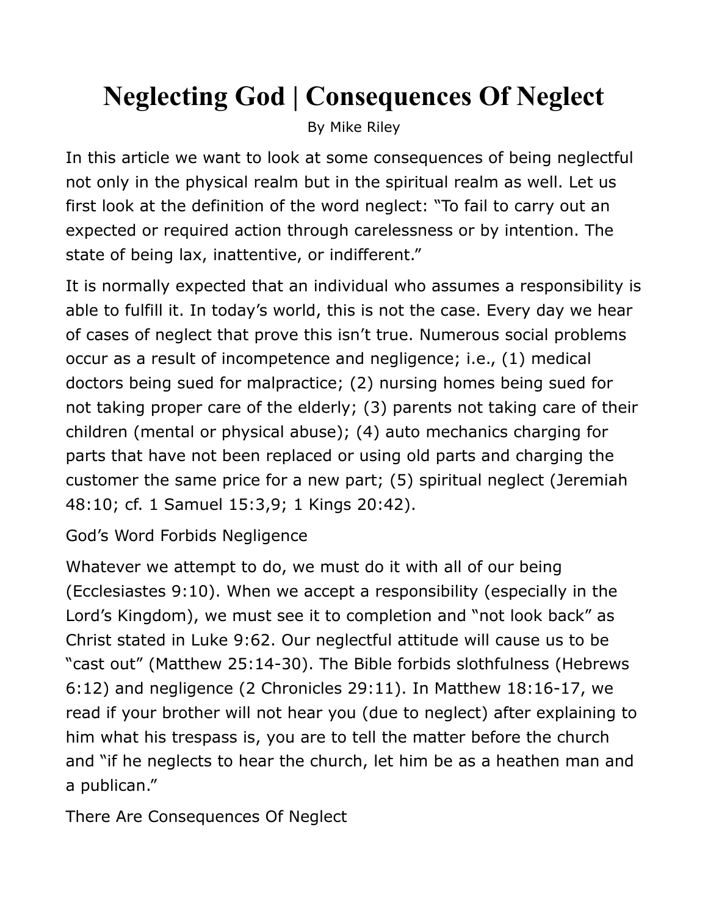# Neglecting God | Consequences Of Neglect

By Mike Riley

In this article we want to look at some consequences of being neglectful not only in the physical realm but in the spiritual realm as well. Let us first look at the definition of the word neglect: "To fail to carry out an expected or required action through carelessness or by intention. The state of being lax, inattentive, or indifferent."

It is normally expected that an individual who assumes a responsibility is able to fulfill it. In today's world, this is not the case. Every day we hear of cases of neglect that prove this isn't true. Numerous social problems occur as a result of incompetence and negligence; i.e., (1) medical doctors being sued for malpractice; (2) nursing homes being sued for not taking proper care of the elderly; (3) parents not taking care of their children (mental or physical abuse); (4) auto mechanics charging for parts that have not been replaced or using old parts and charging the customer the same price for a new part; (5) spiritual neglect (Jeremiah 48:10; cf. 1 Samuel 15:3,9; 1 Kings 20:42).

## God's Word Forbids Negligence

Whatever we attempt to do, we must do it with all of our being (Ecclesiastes 9:10). When we accept a responsibility (especially in the Lord's Kingdom), we must see it to completion and "not look back" as Christ stated in Luke 9:62. Our neglectful attitude will cause us to be "cast out" (Matthew 25:14-30). The Bible forbids slothfulness (Hebrews 6:12) and negligence (2 Chronicles 29:11). In Matthew 18:16-17, we read if your brother will not hear you (due to neglect) after explaining to him what his trespass is, you are to tell the matter before the church and "if he neglects to hear the church, let him be as a heathen man and a publican."

## There Are Consequences Of Neglect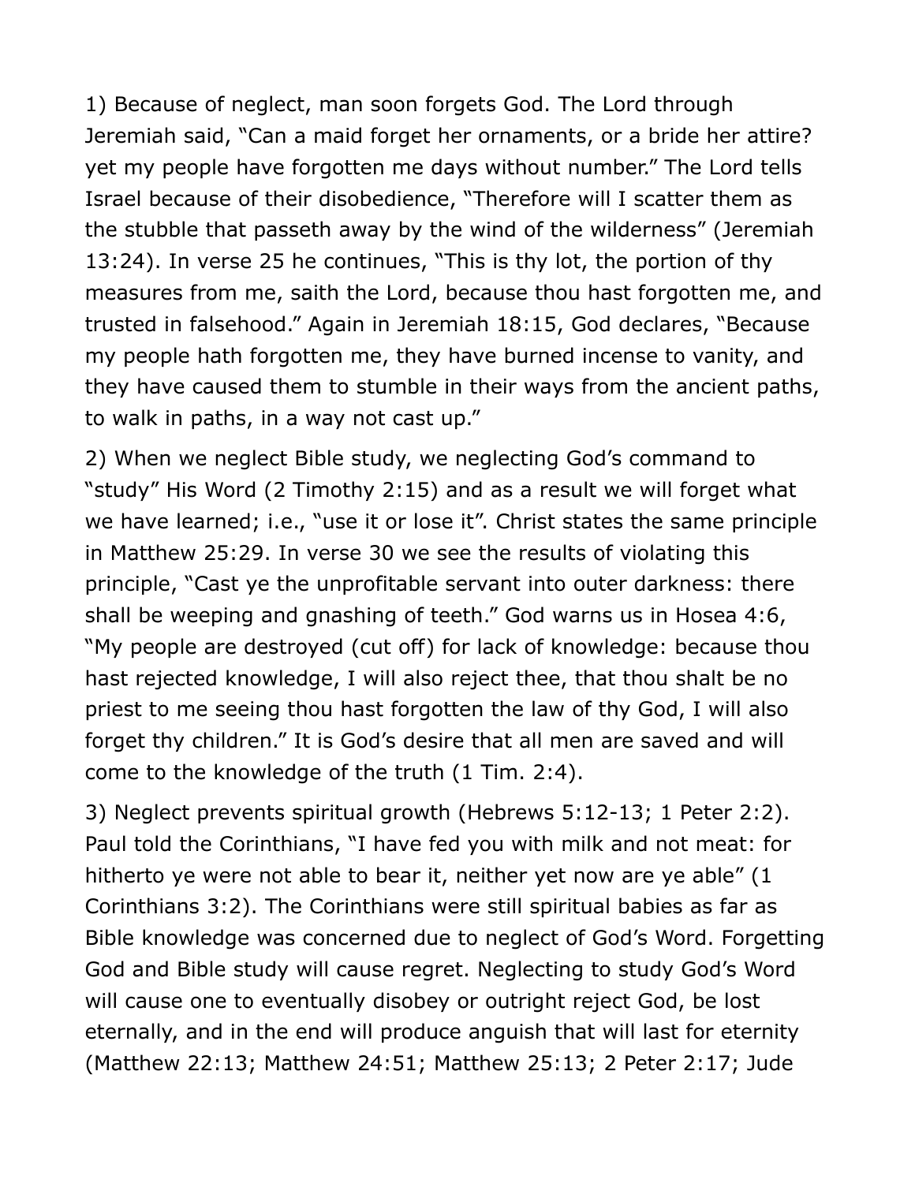1) Because of neglect, man soon forgets God. The Lord through Jeremiah said, "Can a maid forget her ornaments, or a bride her attire? yet my people have forgotten me days without number." The Lord tells Israel because of their disobedience, "Therefore will I scatter them as the stubble that passeth away by the wind of the wilderness" (Jeremiah 13:24). In verse 25 he continues, "This is thy lot, the portion of thy measures from me, saith the Lord, because thou hast forgotten me, and trusted in falsehood." Again in Jeremiah 18:15, God declares, "Because my people hath forgotten me, they have burned incense to vanity, and they have caused them to stumble in their ways from the ancient paths, to walk in paths, in a way not cast up."

2) When we neglect Bible study, we neglecting God's command to "study" His Word (2 Timothy 2:15) and as a result we will forget what we have learned; i.e., "use it or lose it". Christ states the same principle in Matthew 25:29. In verse 30 we see the results of violating this principle, "Cast ye the unprofitable servant into outer darkness: there shall be weeping and gnashing of teeth." God warns us in Hosea 4:6, "My people are destroyed (cut off) for lack of knowledge: because thou hast rejected knowledge, I will also reject thee, that thou shalt be no priest to me seeing thou hast forgotten the law of thy God, I will also forget thy children." It is God's desire that all men are saved and will come to the knowledge of the truth (1 Tim. 2:4).

3) Neglect prevents spiritual growth (Hebrews 5:12-13; 1 Peter 2:2). Paul told the Corinthians, "I have fed you with milk and not meat: for hitherto ye were not able to bear it, neither yet now are ye able" (1 Corinthians 3:2). The Corinthians were still spiritual babies as far as Bible knowledge was concerned due to neglect of God's Word. Forgetting God and Bible study will cause regret. Neglecting to study God's Word will cause one to eventually disobey or outright reject God, be lost eternally, and in the end will produce anguish that will last for eternity (Matthew 22:13; Matthew 24:51; Matthew 25:13; 2 Peter 2:17; Jude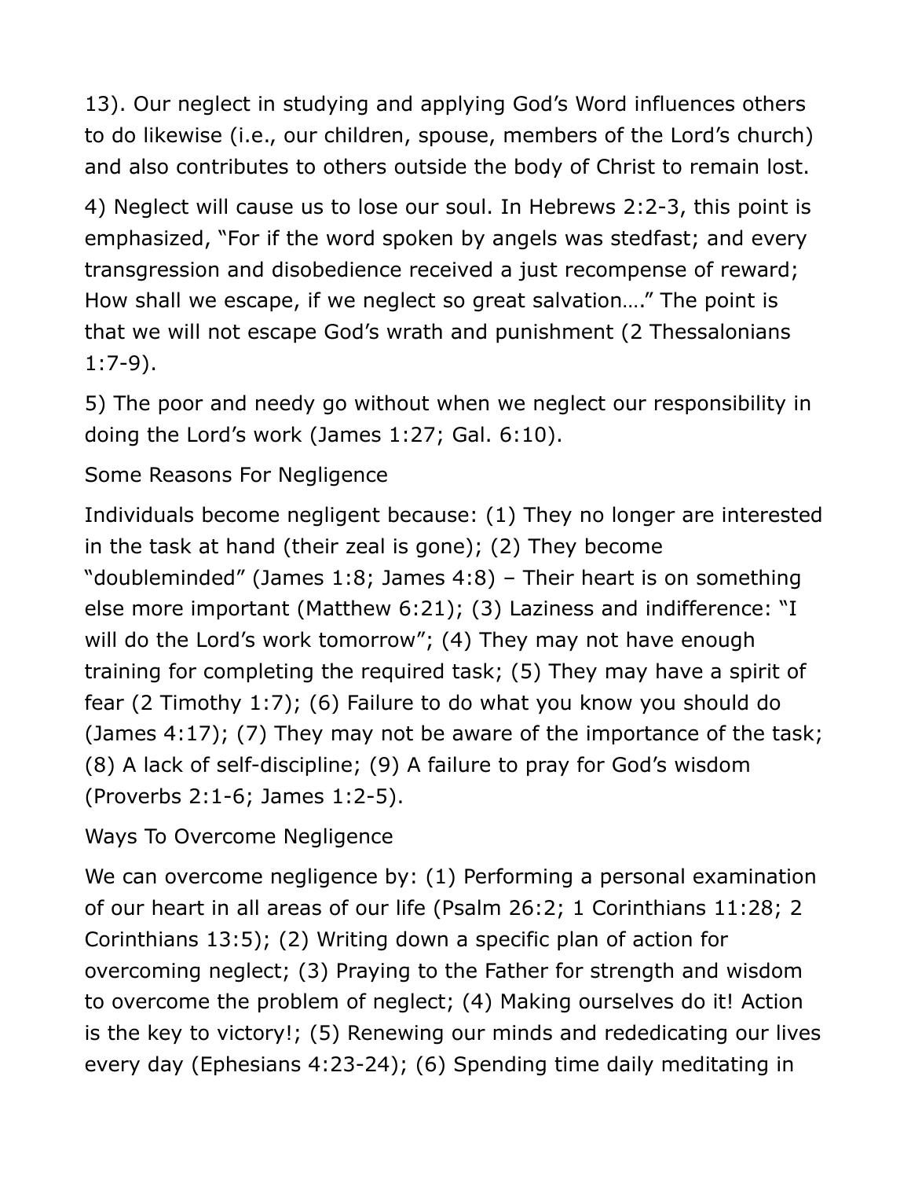13). Our neglect in studying and applying God's Word influences others to do likewise (i.e., our children, spouse, members of the Lord's church) and also contributes to others outside the body of Christ to remain lost.

4) Neglect will cause us to lose our soul. In Hebrews 2:2-3, this point is emphasized, "For if the word spoken by angels was stedfast; and every transgression and disobedience received a just recompense of reward; How shall we escape, if we neglect so great salvation…." The point is that we will not escape God's wrath and punishment (2 Thessalonians 1:7-9).

5) The poor and needy go without when we neglect our responsibility in doing the Lord's work (James 1:27; Gal. 6:10).

## Some Reasons For Negligence

Individuals become negligent because: (1) They no longer are interested in the task at hand (their zeal is gone); (2) They become "doubleminded" (James 1:8; James 4:8) – Their heart is on something else more important (Matthew 6:21); (3) Laziness and indifference: "I will do the Lord's work tomorrow"; (4) They may not have enough training for completing the required task; (5) They may have a spirit of fear (2 Timothy 1:7); (6) Failure to do what you know you should do (James 4:17); (7) They may not be aware of the importance of the task; (8) A lack of self-discipline; (9) A failure to pray for God's wisdom (Proverbs 2:1-6; James 1:2-5).

## Ways To Overcome Negligence

We can overcome negligence by: (1) Performing a personal examination of our heart in all areas of our life (Psalm 26:2; 1 Corinthians 11:28; 2 Corinthians 13:5); (2) Writing down a specific plan of action for overcoming neglect; (3) Praying to the Father for strength and wisdom to overcome the problem of neglect; (4) Making ourselves do it! Action is the key to victory!; (5) Renewing our minds and rededicating our lives every day (Ephesians 4:23-24); (6) Spending time daily meditating in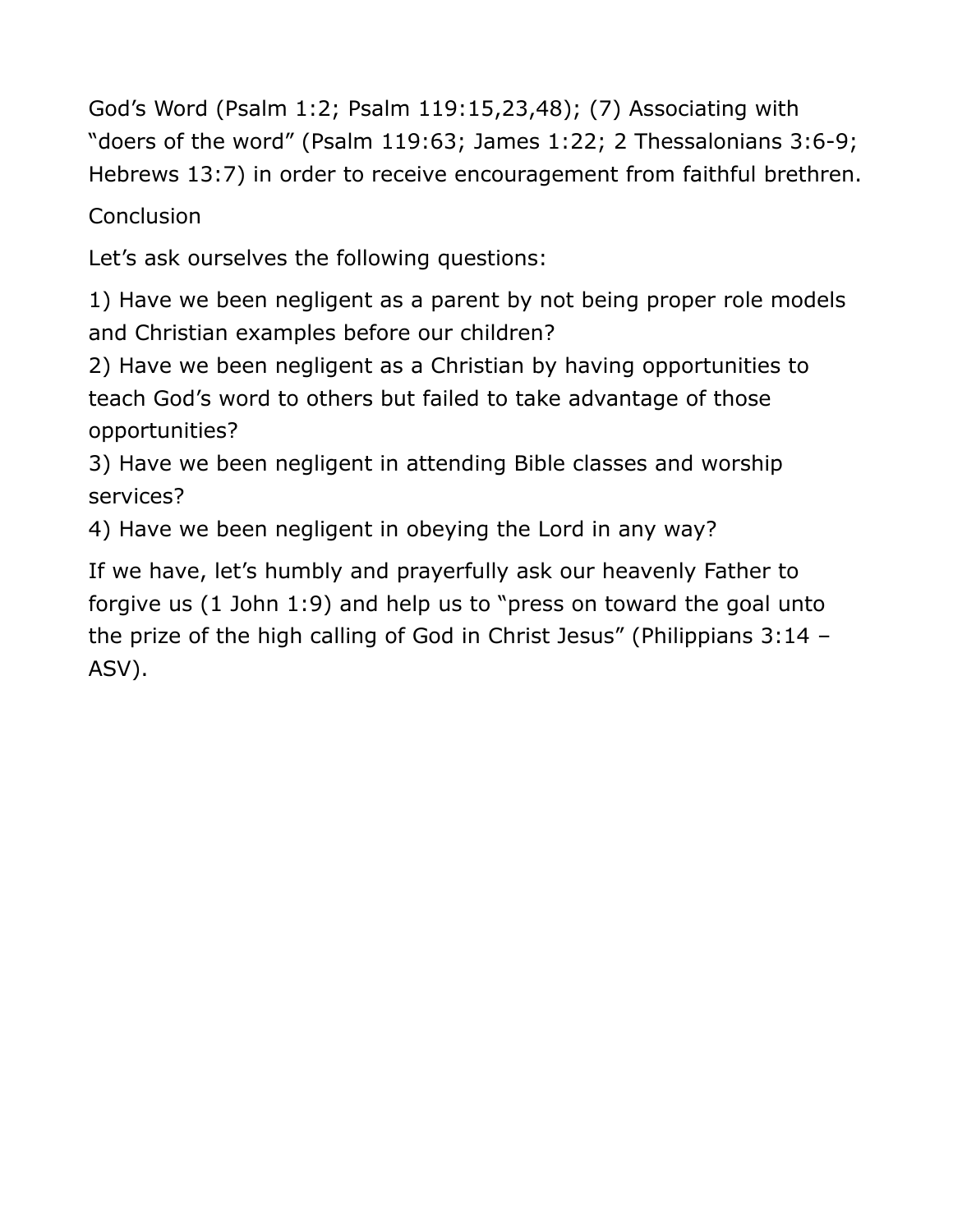God's Word (Psalm 1:2; Psalm 119:15,23,48); (7) Associating with "doers of the word" (Psalm 119:63; James 1:22; 2 Thessalonians 3:6-9; Hebrews 13:7) in order to receive encouragement from faithful brethren.

## Conclusion

Let's ask ourselves the following questions:

1) Have we been negligent as a parent by not being proper role models and Christian examples before our children?
2) Have we been negligent as a Christian by having opportunities to teach God's word to others but failed to take advantage of those opportunities?
3) Have we been negligent in attending Bible classes and worship services?
4) Have we been negligent in obeying the Lord in any way?

If we have, let's humbly and prayerfully ask our heavenly Father to forgive us (1 John 1:9) and help us to "press on toward the goal unto the prize of the high calling of God in Christ Jesus" (Philippians 3:14 – ASV).